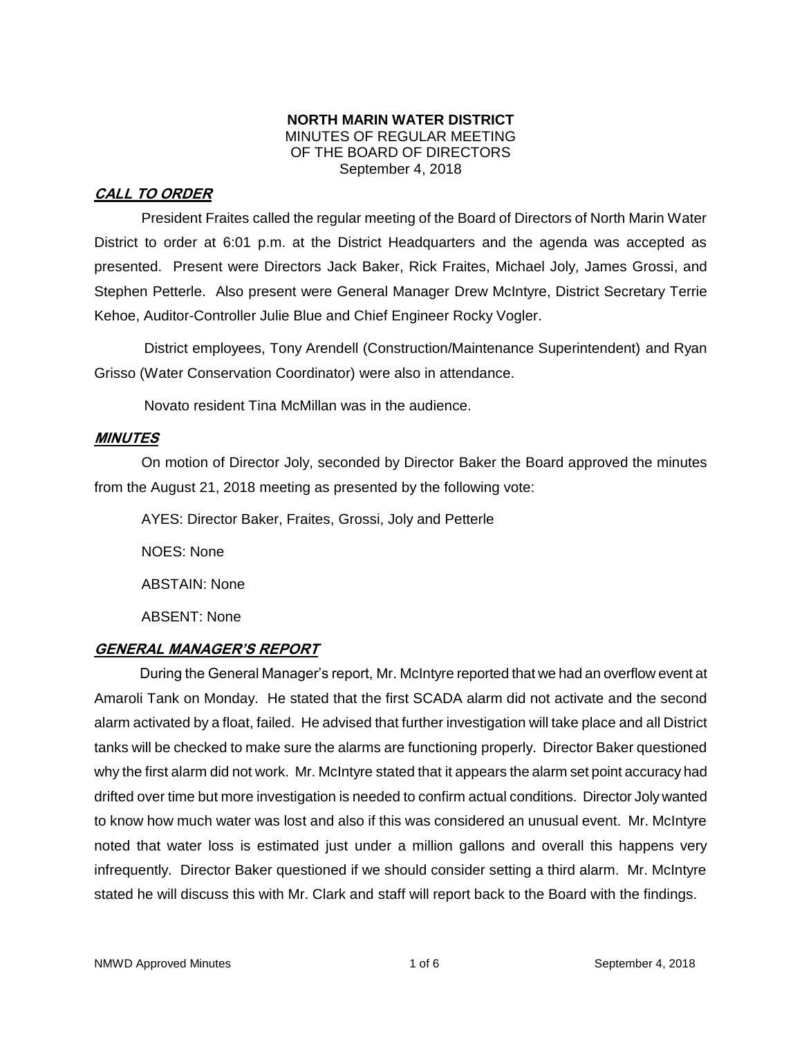**NORTH MARIN WATER DISTRICT**
MINUTES OF REGULAR MEETING
OF THE BOARD OF DIRECTORS
September 4, 2018

## ***CALL TO ORDER***

President Fraites called the regular meeting of the Board of Directors of North Marin Water District to order at 6:01 p.m. at the District Headquarters and the agenda was accepted as presented. Present were Directors Jack Baker, Rick Fraites, Michael Joly, James Grossi, and Stephen Petterle. Also present were General Manager Drew McIntyre, District Secretary Terrie Kehoe, Auditor-Controller Julie Blue and Chief Engineer Rocky Vogler.

District employees, Tony Arendell (Construction/Maintenance Superintendent) and Ryan Grisso (Water Conservation Coordinator) were also in attendance.

Novato resident Tina McMillan was in the audience.

## ***MINUTES***

On motion of Director Joly, seconded by Director Baker the Board approved the minutes from the August 21, 2018 meeting as presented by the following vote:

AYES: Director Baker, Fraites, Grossi, Joly and Petterle

NOES: None

ABSTAIN: None

ABSENT: None

## ***GENERAL MANAGER'S REPORT***

During the General Manager's report, Mr. McIntyre reported that we had an overflow event at Amaroli Tank on Monday. He stated that the first SCADA alarm did not activate and the second alarm activated by a float, failed. He advised that further investigation will take place and all District tanks will be checked to make sure the alarms are functioning properly. Director Baker questioned why the first alarm did not work. Mr. McIntyre stated that it appears the alarm set point accuracy had drifted over time but more investigation is needed to confirm actual conditions. Director Joly wanted to know how much water was lost and also if this was considered an unusual event. Mr. McIntyre noted that water loss is estimated just under a million gallons and overall this happens very infrequently. Director Baker questioned if we should consider setting a third alarm. Mr. McIntyre stated he will discuss this with Mr. Clark and staff will report back to the Board with the findings.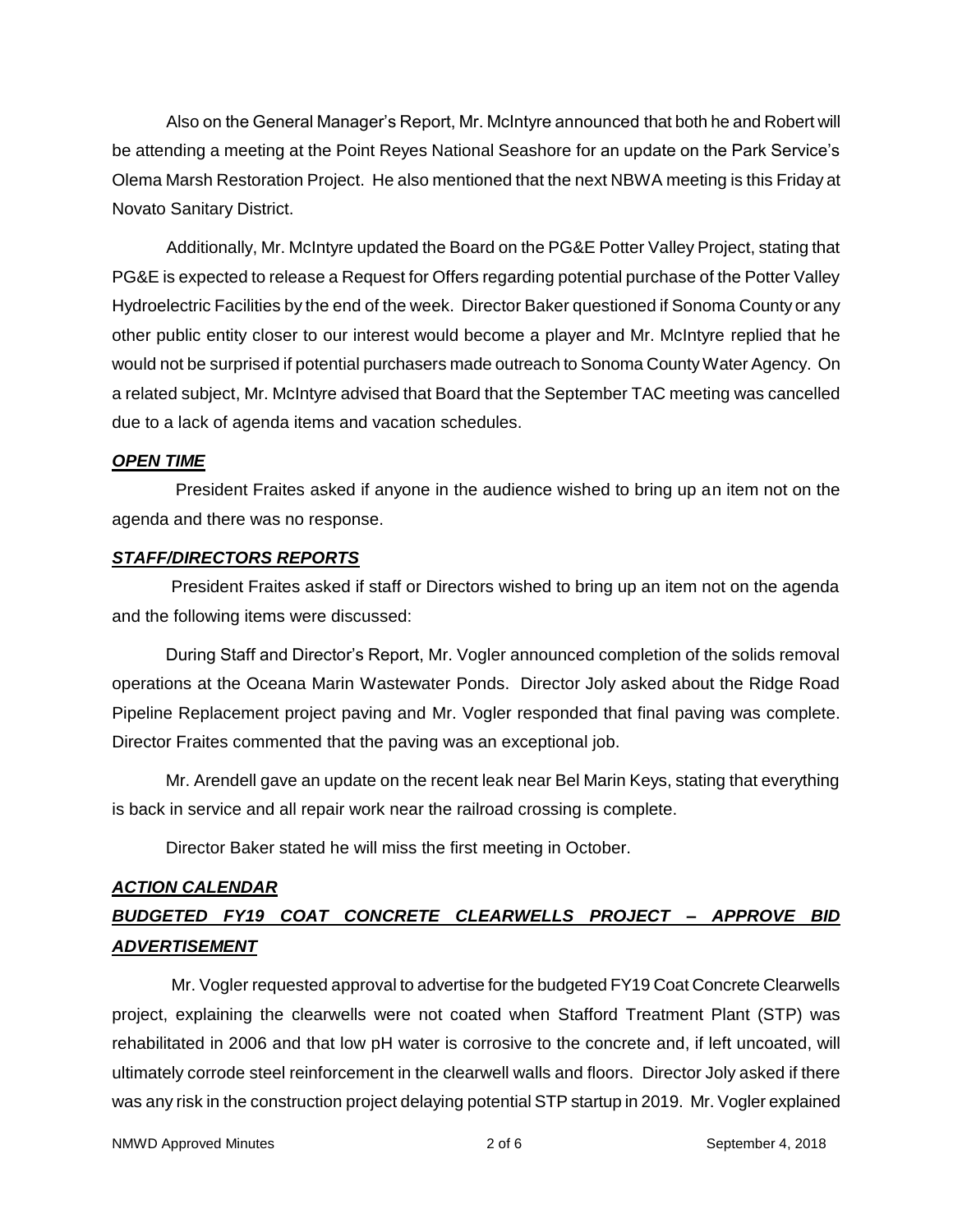Also on the General Manager's Report, Mr. McIntyre announced that both he and Robert will be attending a meeting at the Point Reyes National Seashore for an update on the Park Service's Olema Marsh Restoration Project. He also mentioned that the next NBWA meeting is this Friday at Novato Sanitary District.

Additionally, Mr. McIntyre updated the Board on the PG&E Potter Valley Project, stating that PG&E is expected to release a Request for Offers regarding potential purchase of the Potter Valley Hydroelectric Facilities by the end of the week. Director Baker questioned if Sonoma County or any other public entity closer to our interest would become a player and Mr. McIntyre replied that he would not be surprised if potential purchasers made outreach to Sonoma County Water Agency. On a related subject, Mr. McIntyre advised that Board that the September TAC meeting was cancelled due to a lack of agenda items and vacation schedules.

***OPEN TIME***

President Fraites asked if anyone in the audience wished to bring up an item not on the agenda and there was no response.

***STAFF/DIRECTORS REPORTS***

President Fraites asked if staff or Directors wished to bring up an item not on the agenda and the following items were discussed:

During Staff and Director's Report, Mr. Vogler announced completion of the solids removal operations at the Oceana Marin Wastewater Ponds. Director Joly asked about the Ridge Road Pipeline Replacement project paving and Mr. Vogler responded that final paving was complete. Director Fraites commented that the paving was an exceptional job.

Mr. Arendell gave an update on the recent leak near Bel Marin Keys, stating that everything is back in service and all repair work near the railroad crossing is complete.

Director Baker stated he will miss the first meeting in October.

***ACTION CALENDAR***

***BUDGETED FY19 COAT CONCRETE CLEARWELLS PROJECT – APPROVE BID ADVERTISEMENT***

Mr. Vogler requested approval to advertise for the budgeted FY19 Coat Concrete Clearwells project, explaining the clearwells were not coated when Stafford Treatment Plant (STP) was rehabilitated in 2006 and that low pH water is corrosive to the concrete and, if left uncoated, will ultimately corrode steel reinforcement in the clearwell walls and floors. Director Joly asked if there was any risk in the construction project delaying potential STP startup in 2019. Mr. Vogler explained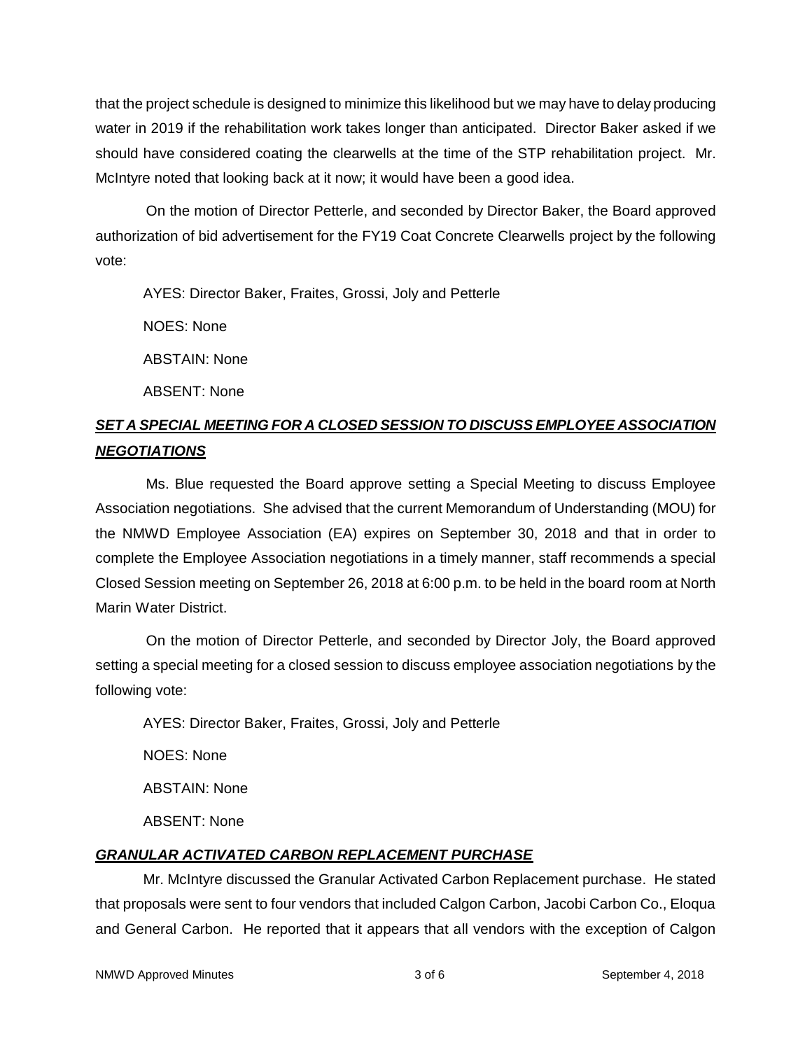that the project schedule is designed to minimize this likelihood but we may have to delay producing water in 2019 if the rehabilitation work takes longer than anticipated. Director Baker asked if we should have considered coating the clearwells at the time of the STP rehabilitation project. Mr. McIntyre noted that looking back at it now; it would have been a good idea.

On the motion of Director Petterle, and seconded by Director Baker, the Board approved authorization of bid advertisement for the FY19 Coat Concrete Clearwells project by the following vote:

AYES: Director Baker, Fraites, Grossi, Joly and Petterle

NOES: None

ABSTAIN: None

ABSENT: None

***SET A SPECIAL MEETING FOR A CLOSED SESSION TO DISCUSS EMPLOYEE ASSOCIATION NEGOTIATIONS***

Ms. Blue requested the Board approve setting a Special Meeting to discuss Employee Association negotiations. She advised that the current Memorandum of Understanding (MOU) for the NMWD Employee Association (EA) expires on September 30, 2018 and that in order to complete the Employee Association negotiations in a timely manner, staff recommends a special Closed Session meeting on September 26, 2018 at 6:00 p.m. to be held in the board room at North Marin Water District.

On the motion of Director Petterle, and seconded by Director Joly, the Board approved setting a special meeting for a closed session to discuss employee association negotiations by the following vote:

AYES: Director Baker, Fraites, Grossi, Joly and Petterle

NOES: None

ABSTAIN: None

ABSENT: None

***GRANULAR ACTIVATED CARBON REPLACEMENT PURCHASE***

Mr. McIntyre discussed the Granular Activated Carbon Replacement purchase. He stated that proposals were sent to four vendors that included Calgon Carbon, Jacobi Carbon Co., Eloqua and General Carbon. He reported that it appears that all vendors with the exception of Calgon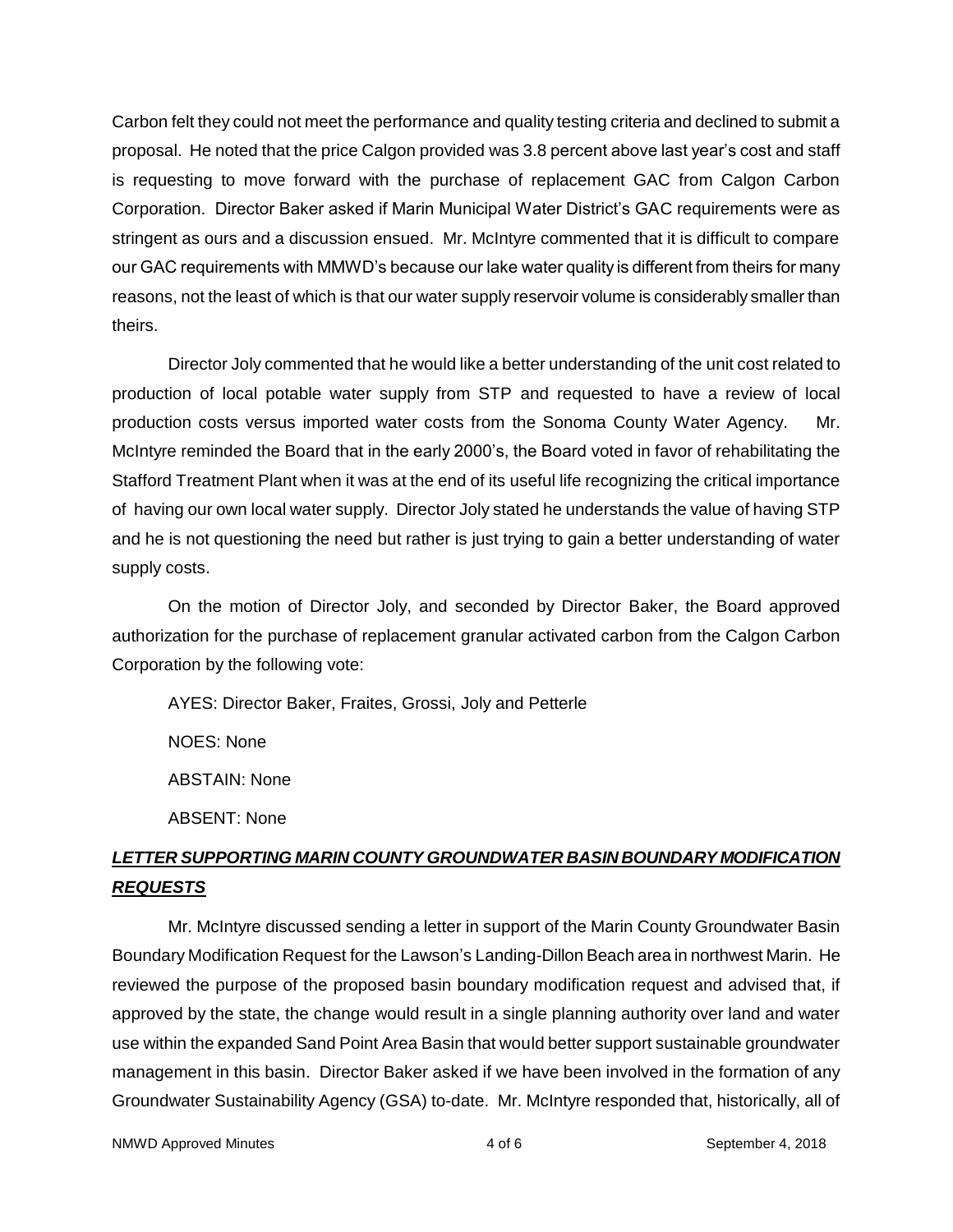Carbon felt they could not meet the performance and quality testing criteria and declined to submit a proposal. He noted that the price Calgon provided was 3.8 percent above last year's cost and staff is requesting to move forward with the purchase of replacement GAC from Calgon Carbon Corporation. Director Baker asked if Marin Municipal Water District's GAC requirements were as stringent as ours and a discussion ensued. Mr. McIntyre commented that it is difficult to compare our GAC requirements with MMWD's because our lake water quality is different from theirs for many reasons, not the least of which is that our water supply reservoir volume is considerably smaller than theirs.

Director Joly commented that he would like a better understanding of the unit cost related to production of local potable water supply from STP and requested to have a review of local production costs versus imported water costs from the Sonoma County Water Agency. Mr. McIntyre reminded the Board that in the early 2000's, the Board voted in favor of rehabilitating the Stafford Treatment Plant when it was at the end of its useful life recognizing the critical importance of having our own local water supply. Director Joly stated he understands the value of having STP and he is not questioning the need but rather is just trying to gain a better understanding of water supply costs.

On the motion of Director Joly, and seconded by Director Baker, the Board approved authorization for the purchase of replacement granular activated carbon from the Calgon Carbon Corporation by the following vote:

AYES: Director Baker, Fraites, Grossi, Joly and Petterle

NOES: None

ABSTAIN: None

ABSENT: None

## ***LETTER SUPPORTING MARIN COUNTY GROUNDWATER BASIN BOUNDARY MODIFICATION REQUESTS***

Mr. McIntyre discussed sending a letter in support of the Marin County Groundwater Basin Boundary Modification Request for the Lawson's Landing-Dillon Beach area in northwest Marin. He reviewed the purpose of the proposed basin boundary modification request and advised that, if approved by the state, the change would result in a single planning authority over land and water use within the expanded Sand Point Area Basin that would better support sustainable groundwater management in this basin. Director Baker asked if we have been involved in the formation of any Groundwater Sustainability Agency (GSA) to-date. Mr. McIntyre responded that, historically, all of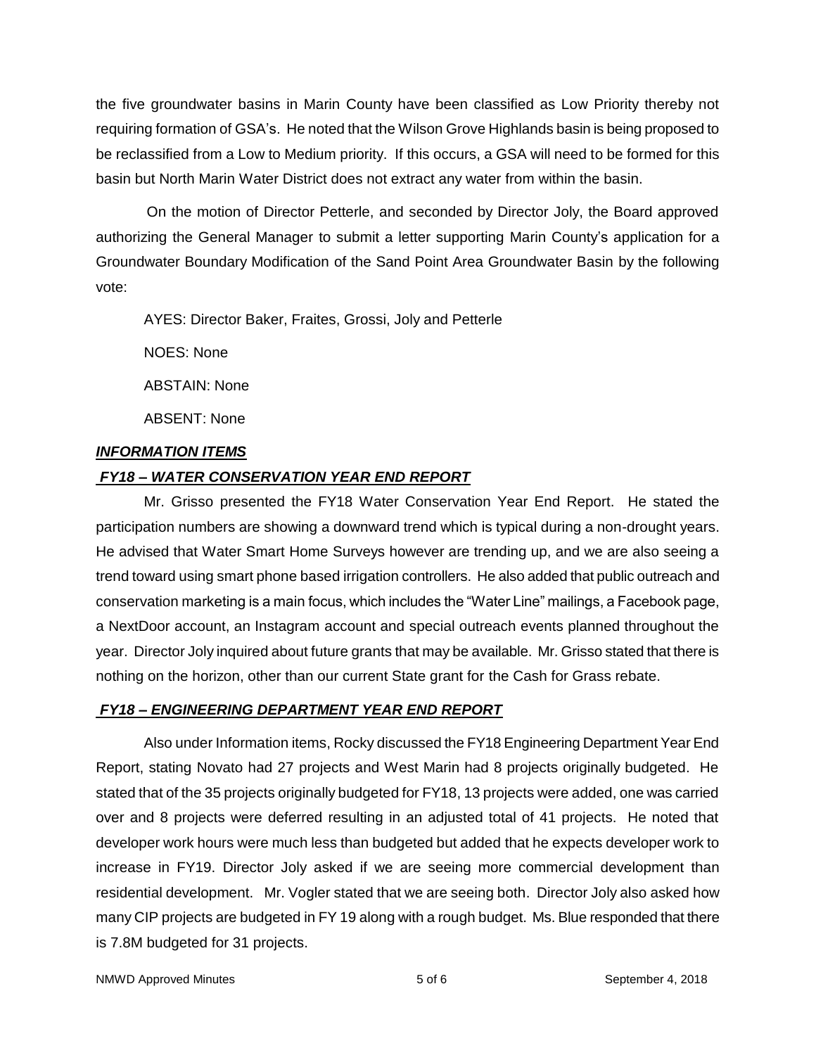the five groundwater basins in Marin County have been classified as Low Priority thereby not requiring formation of GSA's. He noted that the Wilson Grove Highlands basin is being proposed to be reclassified from a Low to Medium priority. If this occurs, a GSA will need to be formed for this basin but North Marin Water District does not extract any water from within the basin.

On the motion of Director Petterle, and seconded by Director Joly, the Board approved authorizing the General Manager to submit a letter supporting Marin County's application for a Groundwater Boundary Modification of the Sand Point Area Groundwater Basin by the following vote:

AYES: Director Baker, Fraites, Grossi, Joly and Petterle

NOES: None

ABSTAIN: None

ABSENT: None

***INFORMATION ITEMS***

***FY18 – WATER CONSERVATION YEAR END REPORT***

Mr. Grisso presented the FY18 Water Conservation Year End Report. He stated the participation numbers are showing a downward trend which is typical during a non-drought years. He advised that Water Smart Home Surveys however are trending up, and we are also seeing a trend toward using smart phone based irrigation controllers. He also added that public outreach and conservation marketing is a main focus, which includes the "Water Line" mailings, a Facebook page, a NextDoor account, an Instagram account and special outreach events planned throughout the year. Director Joly inquired about future grants that may be available. Mr. Grisso stated that there is nothing on the horizon, other than our current State grant for the Cash for Grass rebate.

***FY18 – ENGINEERING DEPARTMENT YEAR END REPORT***

Also under Information items, Rocky discussed the FY18 Engineering Department Year End Report, stating Novato had 27 projects and West Marin had 8 projects originally budgeted. He stated that of the 35 projects originally budgeted for FY18, 13 projects were added, one was carried over and 8 projects were deferred resulting in an adjusted total of 41 projects. He noted that developer work hours were much less than budgeted but added that he expects developer work to increase in FY19. Director Joly asked if we are seeing more commercial development than residential development. Mr. Vogler stated that we are seeing both. Director Joly also asked how many CIP projects are budgeted in FY 19 along with a rough budget. Ms. Blue responded that there is 7.8M budgeted for 31 projects.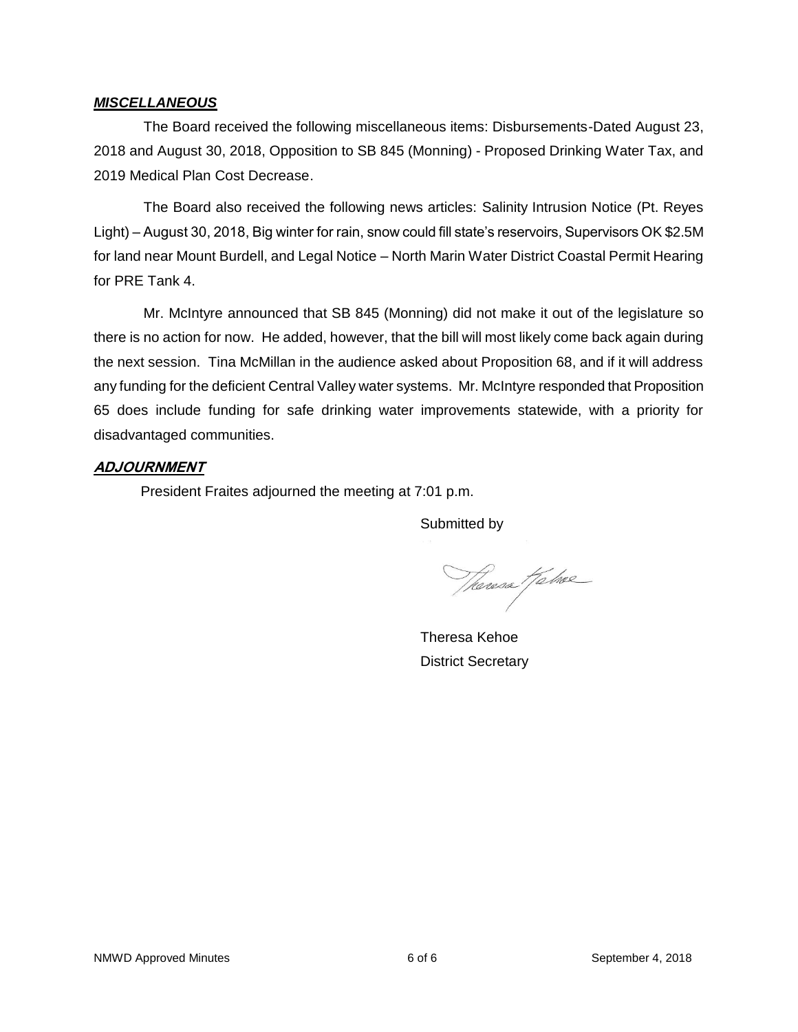***MISCELLANEOUS***

The Board received the following miscellaneous items: Disbursements-Dated August 23, 2018 and August 30, 2018, Opposition to SB 845 (Monning) - Proposed Drinking Water Tax, and 2019 Medical Plan Cost Decrease.

The Board also received the following news articles: Salinity Intrusion Notice (Pt. Reyes Light) – August 30, 2018, Big winter for rain, snow could fill state's reservoirs, Supervisors OK $2.5M for land near Mount Burdell, and Legal Notice – North Marin Water District Coastal Permit Hearing for PRE Tank 4.

Mr. McIntyre announced that SB 845 (Monning) did not make it out of the legislature so there is no action for now. He added, however, that the bill will most likely come back again during the next session. Tina McMillan in the audience asked about Proposition 68, and if it will address any funding for the deficient Central Valley water systems. Mr. McIntyre responded that Proposition 65 does include funding for safe drinking water improvements statewide, with a priority for disadvantaged communities.

***ADJOURNMENT***

President Fraites adjourned the meeting at 7:01 p.m.

Submitted by

Theresa Kehoe

Theresa Kehoe
District Secretary